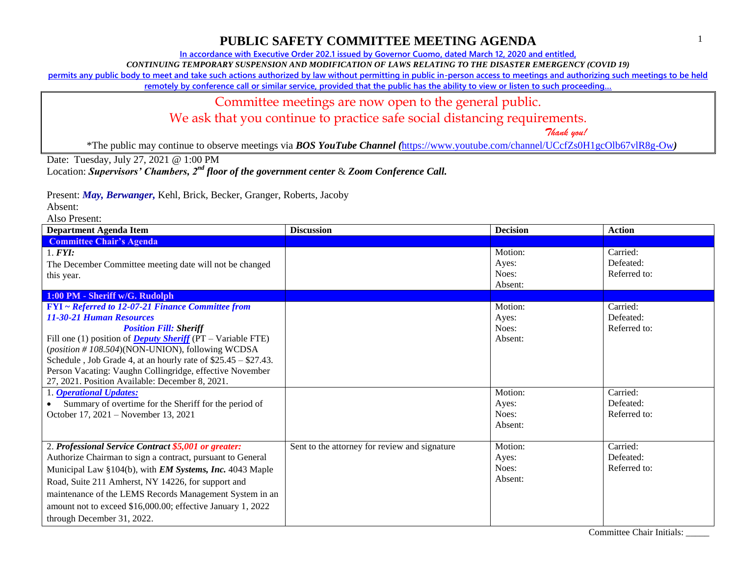# PUBLIC SAFETY COMMITTEE MEETING AGENDA

In accordance with Executive Order 202.1 issued by Governor Cuomo, dated March 12, 2020 and entitled, *CONTINUING TEMPORARY SUSPENSION AND MODIFICATION OF LAWS RELATING TO THE DISASTER EMERGENCY (COVID 19)* permits any public body to meet and take such actions authorized by law without permitting in public in-person access to meetings and authorizing such meetings to be held remotely by conference call or similar service, provided that the public has the ability to view or listen to such proceeding…

Committee meetings are now open to the general public.
We ask that you continue to practice safe social distancing requirements.
*Thank you!*

*The public may continue to observe meetings via ***BOS YouTube Channel (***https://www.youtube.com/channel/UCcfZs0H1gcOlb67vlR8g-Ow***)***

Date: Tuesday, July 27, 2021 @ 1:00 PM
Location: ***Supervisors' Chambers, 2nd floor of the government center*** & ***Zoom Conference Call.***

Present: ***May, Berwanger,*** Kehl, Brick, Becker, Granger, Roberts, Jacoby
Absent:
Also Present:

| Department Agenda Item | Discussion | Decision | Action |
|---|---|---|---|
| **Committee Chair's Agenda** | | | |
| 1. ***FYI:*** The December Committee meeting date will not be changed this year. | | Motion: Ayes: Noes: Absent: | Carried: Defeated: Referred to: |
| **1:00 PM - Sheriff w/G. Rudolph** | | | |
| ***FYI ~ Referred to 12-07-21 Finance Committee from 11-30-21 Human Resources*** ***Position Fill: Sheriff*** Fill one (1) position of ***Deputy Sheriff*** (PT – Variable FTE) (*position # 108.504*)(NON-UNION), following WCDSA Schedule , Job Grade 4, at an hourly rate of $25.45 – $27.43. Person Vacating: Vaughn Collingridge, effective November 27, 2021. Position Available: December 8, 2021. | | Motion: Ayes: Noes: Absent: | Carried: Defeated: Referred to: |
| 1. ***Operational Updates:*** • Summary of overtime for the Sheriff for the period of October 17, 2021 – November 13, 2021 | | Motion: Ayes: Noes: Absent: | Carried: Defeated: Referred to: |
| 2. ***Professional Service Contract $5,001 or greater:*** Authorize Chairman to sign a contract, pursuant to General Municipal Law §104(b), with ***EM Systems, Inc.*** 4043 Maple Road, Suite 211 Amherst, NY 14226, for support and maintenance of the LEMS Records Management System in an amount not to exceed $16,000.00; effective January 1, 2022 through December 31, 2022. | Sent to the attorney for review and signature | Motion: Ayes: Noes: Absent: | Carried: Defeated: Referred to: |

Committee Chair Initials: _____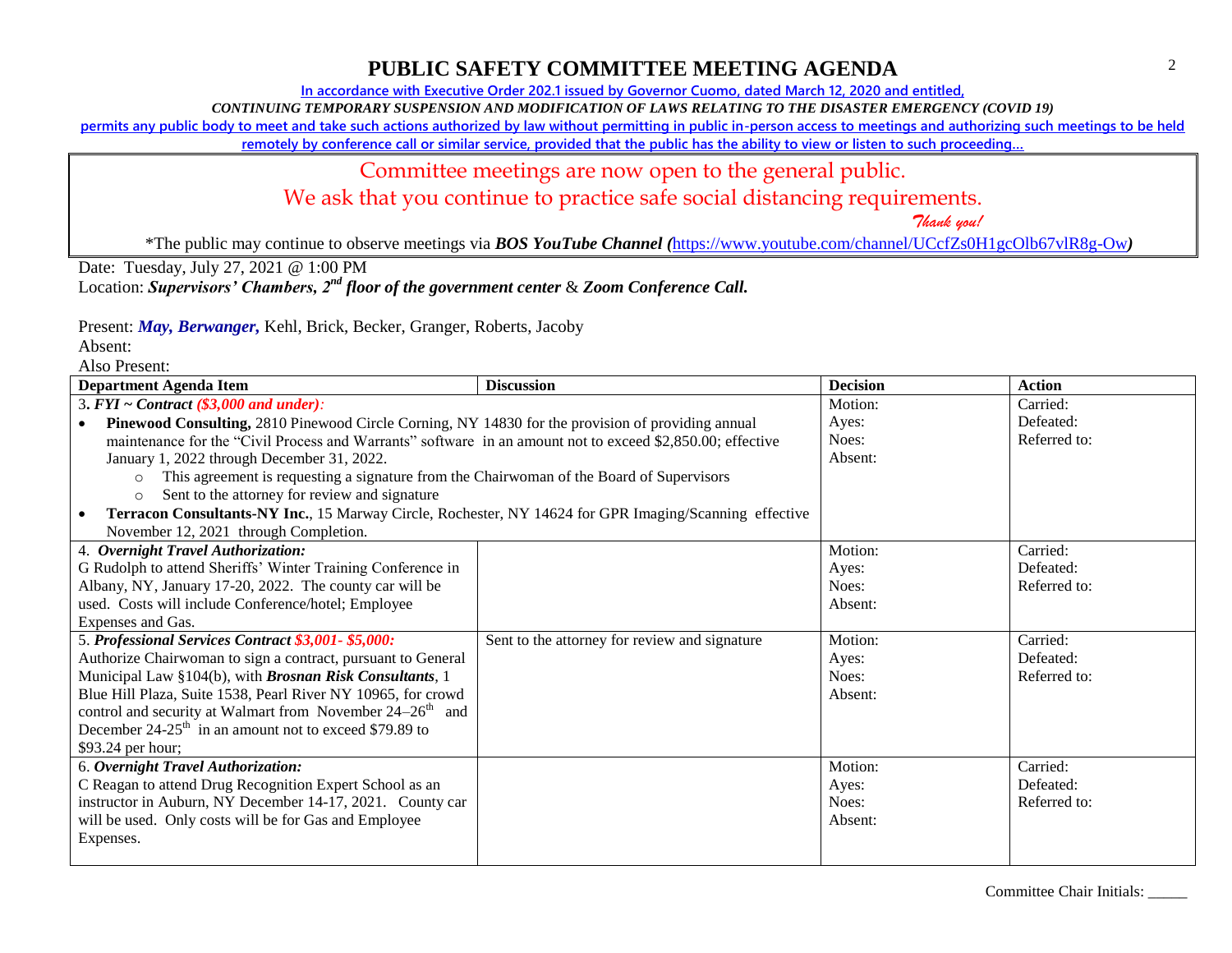# PUBLIC SAFETY COMMITTEE MEETING AGENDA

**In accordance with Executive Order 202.1 issued by Governor Cuomo, dated March 12, 2020 and entitled,**

***CONTINUING TEMPORARY SUSPENSION AND MODIFICATION OF LAWS RELATING TO THE DISASTER EMERGENCY (COVID 19)***

**permits any public body to meet and take such actions authorized by law without permitting in public in-person access to meetings and authorizing such meetings to be held remotely by conference call or similar service, provided that the public has the ability to view or listen to such proceeding…**

Committee meetings are now open to the general public.
We ask that you continue to practice safe social distancing requirements.
*Thank you!*

*The public may continue to observe meetings via ***BOS YouTube Channel (***https://www.youtube.com/channel/UCcfZs0H1gcOlb67vlR8g-Ow***)***

Date: Tuesday, July 27, 2021 @ 1:00 PM
Location: ***Supervisors' Chambers, 2nd floor of the government center*** & ***Zoom Conference Call.***

Present: ***May, Berwanger,*** Kehl, Brick, Becker, Granger, Roberts, Jacoby
Absent:
Also Present:

| Department Agenda Item | Discussion | Decision | Action |
|---|---|---|---|
| 3. ***FYI ~ Contract (\$3,000 and under):*** <br>• **Pinewood Consulting,** 2810 Pinewood Circle Corning, NY 14830 for the provision of providing annual maintenance for the "Civil Process and Warrants" software in an amount not to exceed \$2,850.00; effective January 1, 2022 through December 31, 2022.<br>&nbsp;&nbsp;&nbsp;○ This agreement is requesting a signature from the Chairwoman of the Board of Supervisors<br>&nbsp;&nbsp;&nbsp;○ Sent to the attorney for review and signature<br>• **Terracon Consultants-NY Inc.**, 15 Marway Circle, Rochester, NY 14624 for GPR Imaging/Scanning effective November 12, 2021 through Completion. | | Motion:<br>Ayes:<br>Noes:<br>Absent: | Carried:<br>Defeated:<br>Referred to: |
| 4. ***Overnight Travel Authorization:***<br>G Rudolph to attend Sheriffs' Winter Training Conference in Albany, NY, January 17-20, 2022. The county car will be used. Costs will include Conference/hotel; Employee Expenses and Gas. | | Motion:<br>Ayes:<br>Noes:<br>Absent: | Carried:<br>Defeated:<br>Referred to: |
| 5. ***Professional Services Contract \$3,001- \$5,000:***<br>Authorize Chairwoman to sign a contract, pursuant to General Municipal Law §104(b), with ***Brosnan Risk Consultants***, 1 Blue Hill Plaza, Suite 1538, Pearl River NY 10965, for crowd control and security at Walmart from November 24–26th and December 24-25th in an amount not to exceed \$79.89 to \$93.24 per hour; | Sent to the attorney for review and signature | Motion:<br>Ayes:<br>Noes:<br>Absent: | Carried:<br>Defeated:<br>Referred to: |
| 6. ***Overnight Travel Authorization:***<br>C Reagan to attend Drug Recognition Expert School as an instructor in Auburn, NY December 14-17, 2021. County car will be used. Only costs will be for Gas and Employee Expenses. | | Motion:<br>Ayes:<br>Noes:<br>Absent: | Carried:<br>Defeated:<br>Referred to: |

Committee Chair Initials: _____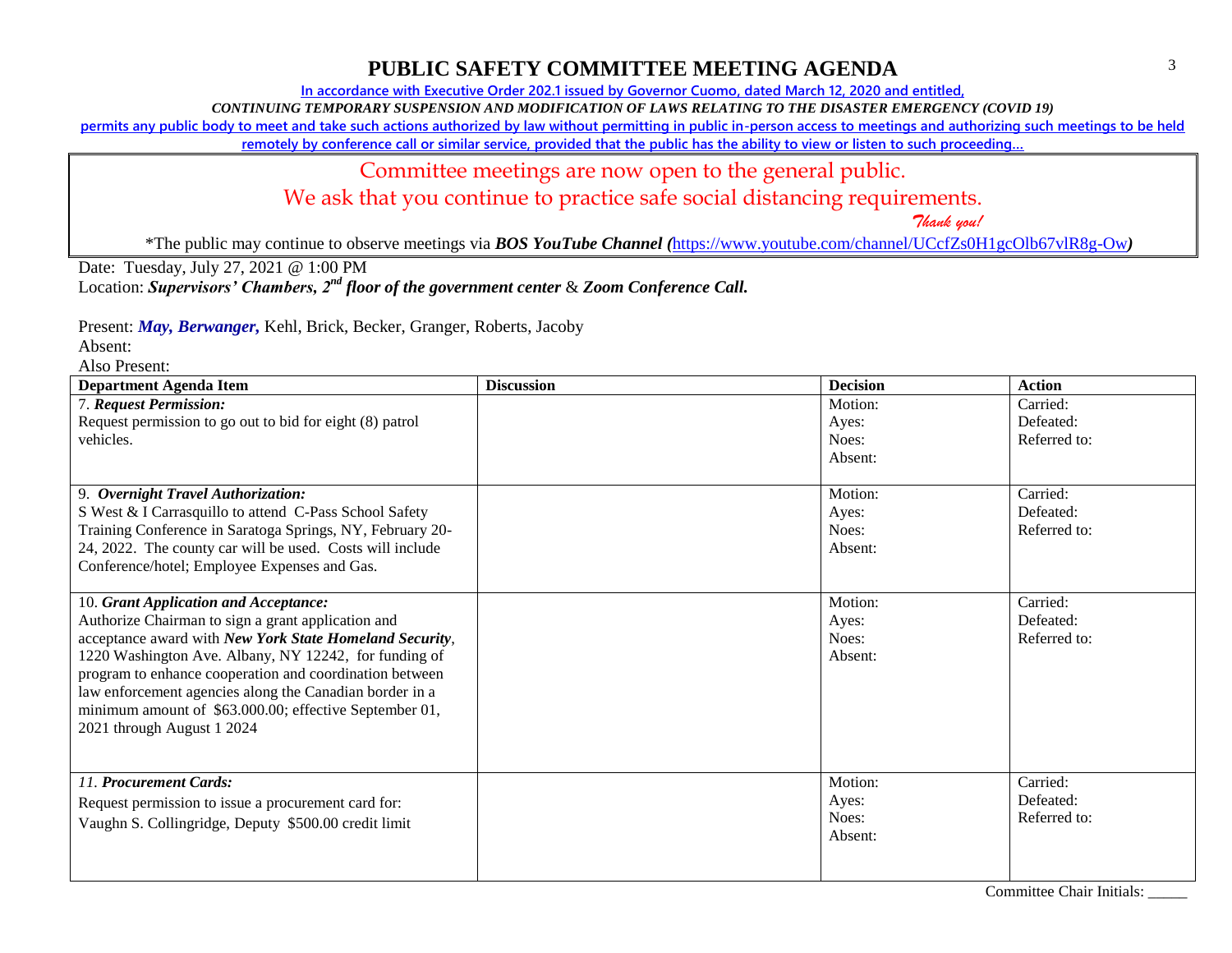# PUBLIC SAFETY COMMITTEE MEETING AGENDA

In accordance with Executive Order 202.1 issued by Governor Cuomo, dated March 12, 2020 and entitled,

*CONTINUING TEMPORARY SUSPENSION AND MODIFICATION OF LAWS RELATING TO THE DISASTER EMERGENCY (COVID 19)*

permits any public body to meet and take such actions authorized by law without permitting in public in-person access to meetings and authorizing such meetings to be held remotely by conference call or similar service, provided that the public has the ability to view or listen to such proceeding…

Committee meetings are now open to the general public.
We ask that you continue to practice safe social distancing requirements.
*Thank you!*

*The public may continue to observe meetings via ***BOS YouTube Channel (***https://www.youtube.com/channel/UCcfZs0H1gcOlb67vlR8g-Ow***)***

Date: Tuesday, July 27, 2021 @ 1:00 PM
Location: ***Supervisors' Chambers, 2nd floor of the government center*** & ***Zoom Conference Call.***

Present: ***May, Berwanger,*** Kehl, Brick, Becker, Granger, Roberts, Jacoby
Absent:
Also Present:

| Department Agenda Item | Discussion | Decision | Action |
|---|---|---|---|
| 7. ***Request Permission:***<br>Request permission to go out to bid for eight (8) patrol vehicles. | | Motion:<br>Ayes:<br>Noes:<br>Absent: | Carried:<br>Defeated:<br>Referred to: |
| 9. ***Overnight Travel Authorization:***<br>S West & I Carrasquillo to attend C-Pass School Safety Training Conference in Saratoga Springs, NY, February 20-24, 2022. The county car will be used. Costs will include Conference/hotel; Employee Expenses and Gas. | | Motion:<br>Ayes:<br>Noes:<br>Absent: | Carried:<br>Defeated:<br>Referred to: |
| 10. ***Grant Application and Acceptance:***<br>Authorize Chairman to sign a grant application and acceptance award with ***New York State Homeland Security***, 1220 Washington Ave. Albany, NY 12242, for funding of program to enhance cooperation and coordination between law enforcement agencies along the Canadian border in a minimum amount of $63.000.00; effective September 01, 2021 through August 1 2024 | | Motion:<br>Ayes:<br>Noes:<br>Absent: | Carried:<br>Defeated:<br>Referred to: |
| *11.* ***Procurement Cards:***<br>Request permission to issue a procurement card for:<br>Vaughn S. Collingridge, Deputy $500.00 credit limit | | Motion:<br>Ayes:<br>Noes:<br>Absent: | Carried:<br>Defeated:<br>Referred to: |

Committee Chair Initials: _____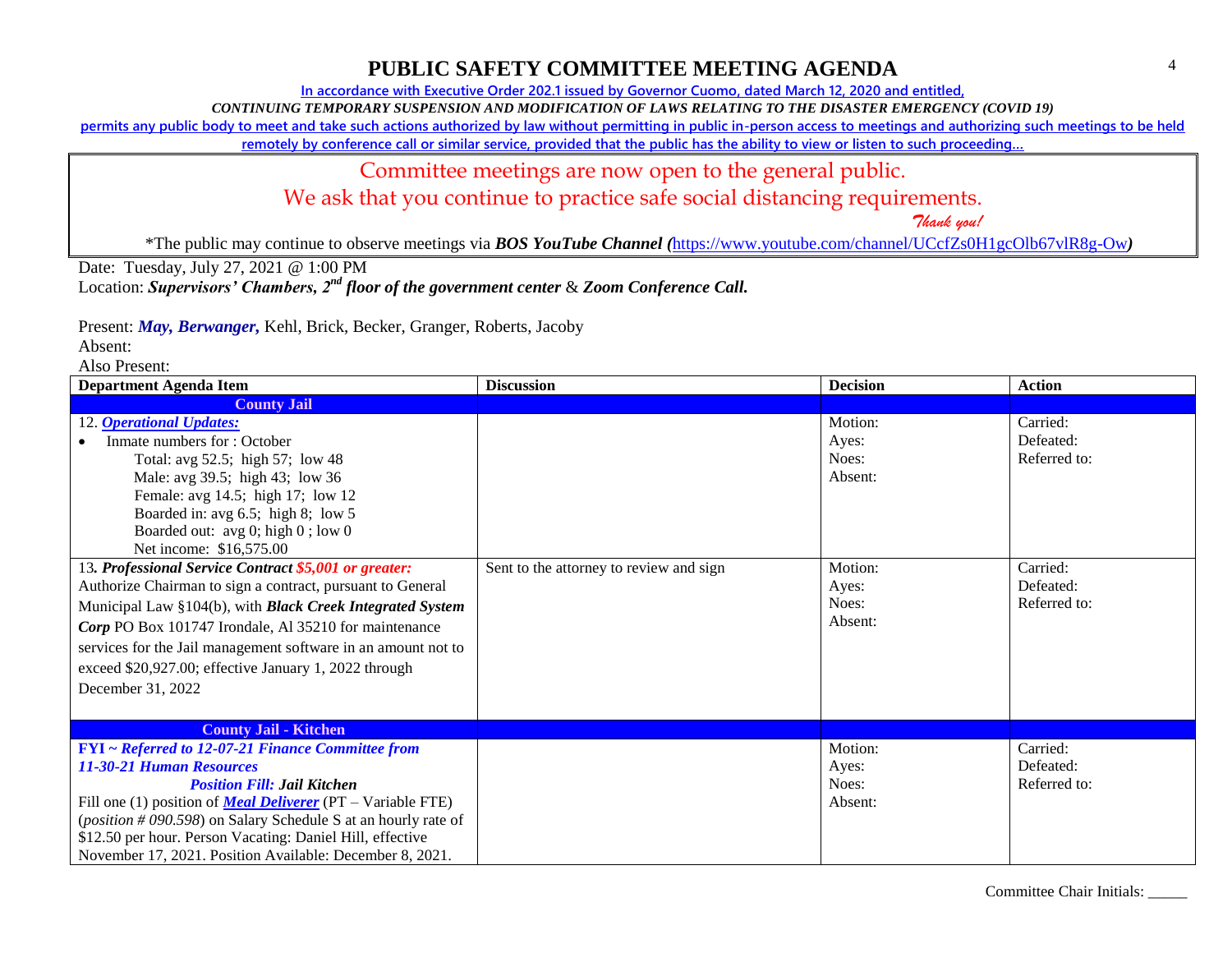# PUBLIC SAFETY COMMITTEE MEETING AGENDA

In accordance with Executive Order 202.1 issued by Governor Cuomo, dated March 12, 2020 and entitled,

*CONTINUING TEMPORARY SUSPENSION AND MODIFICATION OF LAWS RELATING TO THE DISASTER EMERGENCY (COVID 19)*

permits any public body to meet and take such actions authorized by law without permitting in public in-person access to meetings and authorizing such meetings to be held remotely by conference call or similar service, provided that the public has the ability to view or listen to such proceeding…

Committee meetings are now open to the general public.

We ask that you continue to practice safe social distancing requirements.

*Thank you!*

*The public may continue to observe meetings via ***BOS YouTube Channel*** (https://www.youtube.com/channel/UCcfZs0H1gcOlb67vlR8g-Ow)

Date: Tuesday, July 27, 2021 @ 1:00 PM

Location: ***Supervisors' Chambers, 2nd floor of the government center*** & ***Zoom Conference Call.***

Present: ***May, Berwanger,*** Kehl, Brick, Becker, Granger, Roberts, Jacoby

Absent:

Also Present:

| Department Agenda Item | Discussion | Decision | Action |
|---|---|---|---|
| **County Jail** | | | |
| 12. ***Operational Updates:***<br>• Inmate numbers for : October<br>Total: avg 52.5; high 57; low 48<br>Male: avg 39.5; high 43; low 36<br>Female: avg 14.5; high 17; low 12<br>Boarded in: avg 6.5; high 8; low 5<br>Boarded out: avg 0; high 0 ; low 0<br>Net income: $16,575.00 | | Motion:<br>Ayes:<br>Noes:<br>Absent: | Carried:<br>Defeated:<br>Referred to: |
| 13***. Professional Service Contract $5,001 or greater:***<br>Authorize Chairman to sign a contract, pursuant to General Municipal Law §104(b), with ***Black Creek Integrated System Corp*** PO Box 101747 Irondale, Al 35210 for maintenance services for the Jail management software in an amount not to exceed $20,927.00; effective January 1, 2022 through December 31, 2022 | Sent to the attorney to review and sign | Motion:<br>Ayes:<br>Noes:<br>Absent: | Carried:<br>Defeated:<br>Referred to: |
| **County Jail - Kitchen** | | | |
| ***FYI ~ Referred to 12-07-21 Finance Committee from 11-30-21 Human Resources***<br>***Position Fill: Jail Kitchen***<br>Fill one (1) position of ***Meal Deliverer*** (PT – Variable FTE) (*position # 090.598*) on Salary Schedule S at an hourly rate of $12.50 per hour. Person Vacating: Daniel Hill, effective November 17, 2021. Position Available: December 8, 2021. | | Motion:<br>Ayes:<br>Noes:<br>Absent: | Carried:<br>Defeated:<br>Referred to: |

Committee Chair Initials: _____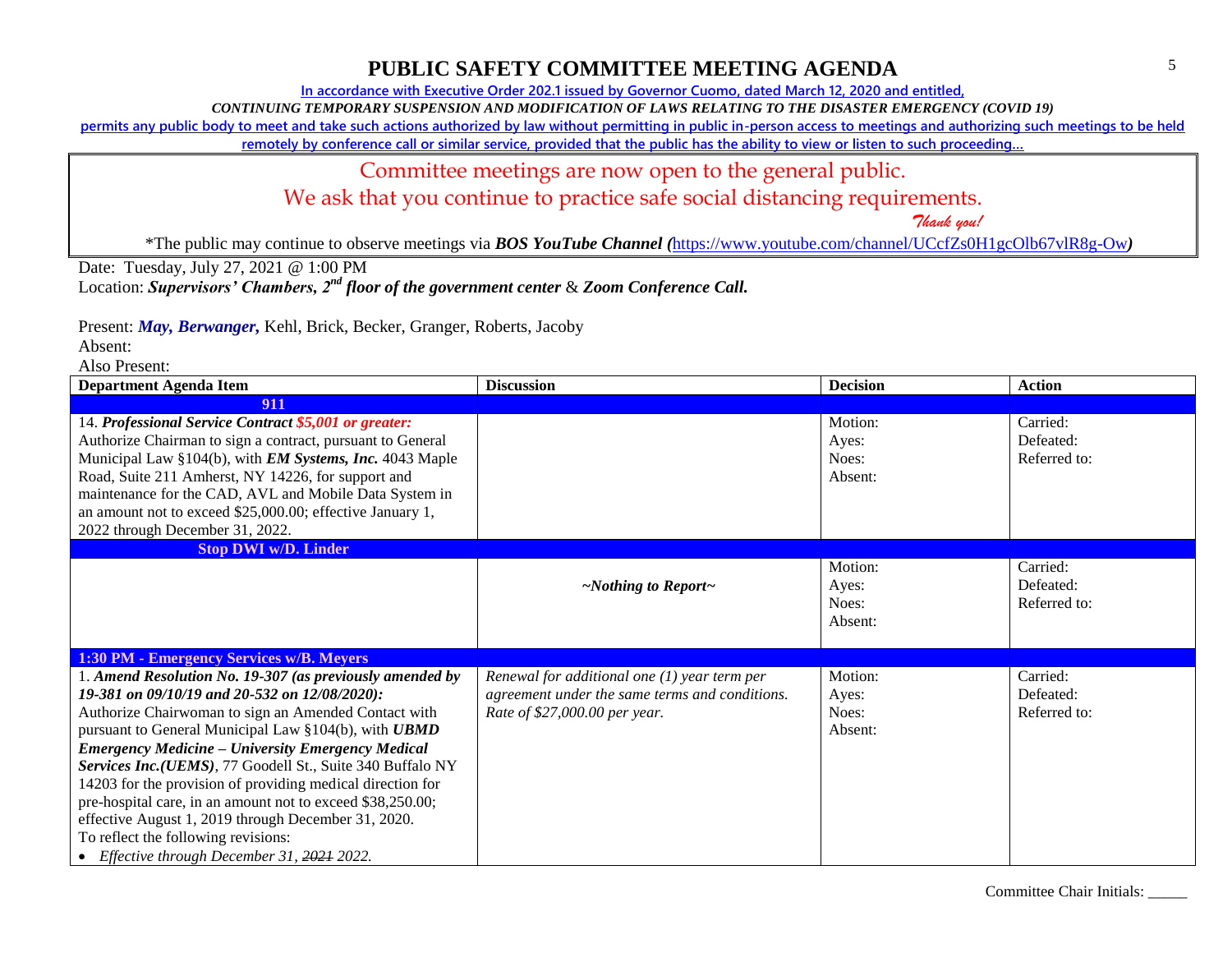# PUBLIC SAFETY COMMITTEE MEETING AGENDA

In accordance with Executive Order 202.1 issued by Governor Cuomo, dated March 12, 2020 and entitled,

*CONTINUING TEMPORARY SUSPENSION AND MODIFICATION OF LAWS RELATING TO THE DISASTER EMERGENCY (COVID 19)*

permits any public body to meet and take such actions authorized by law without permitting in public in-person access to meetings and authorizing such meetings to be held remotely by conference call or similar service, provided that the public has the ability to view or listen to such proceeding…

Committee meetings are now open to the general public.

We ask that you continue to practice safe social distancing requirements.

*Thank you!*

*The public may continue to observe meetings via ***BOS YouTube Channel (**https://www.youtube.com/channel/UCcfZs0H1gcOlb67vlR8g-Ow**)**

Date: Tuesday, July 27, 2021 @ 1:00 PM

Location: ***Supervisors' Chambers, 2nd floor of the government center*** & ***Zoom Conference Call.***

Present: ***May, Berwanger,*** Kehl, Brick, Becker, Granger, Roberts, Jacoby

Absent:

Also Present:

| Department Agenda Item | Discussion | Decision | Action |
|---|---|---|---|
| **911** | | | |
| 14. ***Professional Service Contract $5,001 or greater:*** Authorize Chairman to sign a contract, pursuant to General Municipal Law §104(b), with ***EM Systems, Inc.*** 4043 Maple Road, Suite 211 Amherst, NY 14226, for support and maintenance for the CAD, AVL and Mobile Data System in an amount not to exceed $25,000.00; effective January 1, 2022 through December 31, 2022. | | Motion:<br>Ayes:<br>Noes:<br>Absent: | Carried:<br>Defeated:<br>Referred to: |
| **Stop DWI w/D. Linder** | | | |
| | ***~Nothing to Report~*** | Motion:<br>Ayes:<br>Noes:<br>Absent: | Carried:<br>Defeated:<br>Referred to: |
| **1:30 PM - Emergency Services w/B. Meyers** | | | |
| 1. ***Amend Resolution No. 19-307 (as previously amended by 19-381 on 09/10/19 and 20-532 on 12/08/2020):*** Authorize Chairwoman to sign an Amended Contact with pursuant to General Municipal Law §104(b), with ***UBMD Emergency Medicine – University Emergency Medical Services Inc.(UEMS)***, 77 Goodell St., Suite 340 Buffalo NY 14203 for the provision of providing medical direction for pre-hospital care, in an amount not to exceed $38,250.00; effective August 1, 2019 through December 31, 2020.<br>To reflect the following revisions:<br>• *Effective through December 31, ~~2021~~ 2022.* | *Renewal for additional one (1) year term per agreement under the same terms and conditions. Rate of $27,000.00 per year.* | Motion:<br>Ayes:<br>Noes:<br>Absent: | Carried:<br>Defeated:<br>Referred to: |

Committee Chair Initials: _____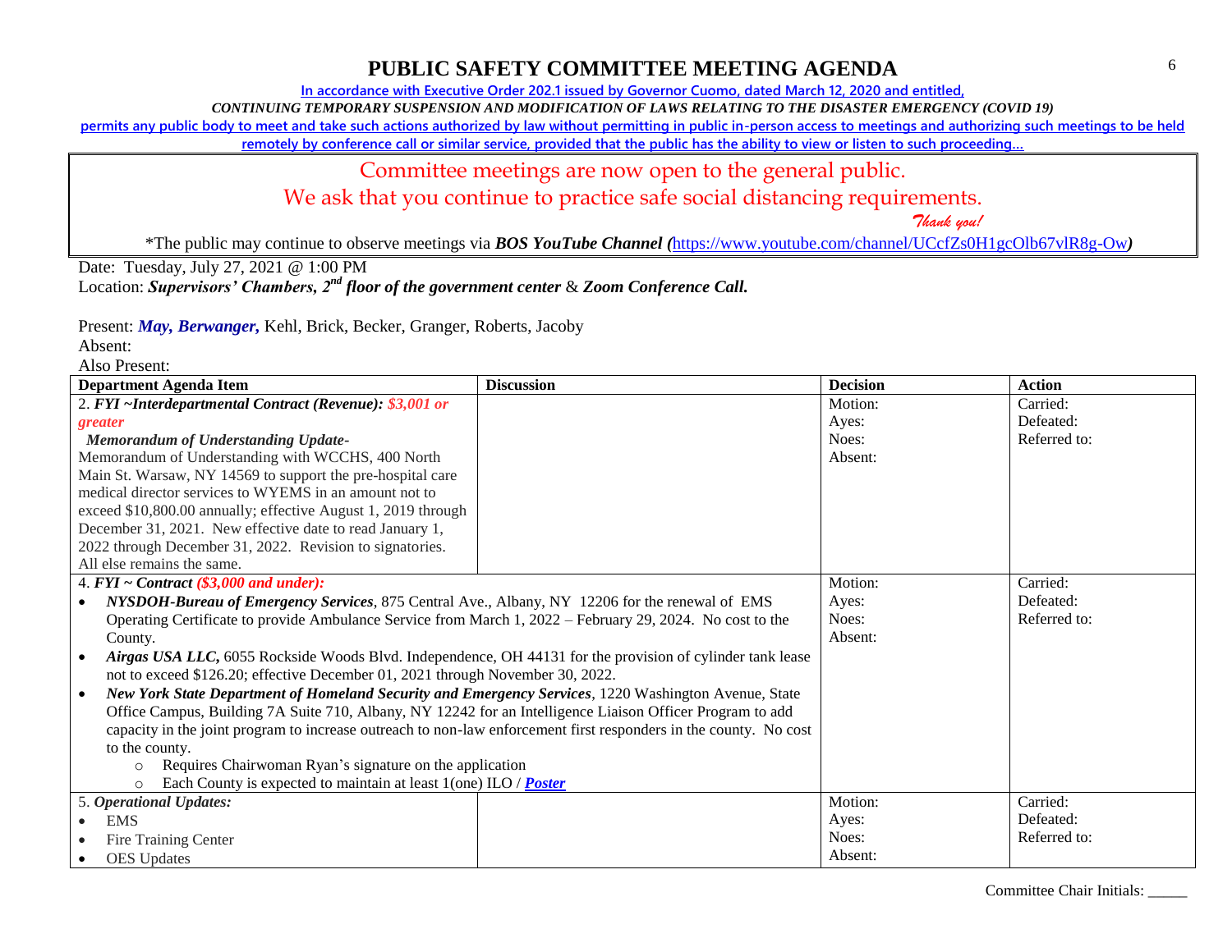# PUBLIC SAFETY COMMITTEE MEETING AGENDA

In accordance with Executive Order 202.1 issued by Governor Cuomo, dated March 12, 2020 and entitled,

*CONTINUING TEMPORARY SUSPENSION AND MODIFICATION OF LAWS RELATING TO THE DISASTER EMERGENCY (COVID 19)*

permits any public body to meet and take such actions authorized by law without permitting in public in-person access to meetings and authorizing such meetings to be held remotely by conference call or similar service, provided that the public has the ability to view or listen to such proceeding…

Committee meetings are now open to the general public.

We ask that you continue to practice safe social distancing requirements.

*Thank you!*

*The public may continue to observe meetings via ***BOS YouTube Channel (***https://www.youtube.com/channel/UCcfZs0H1gcOlb67vlR8g-Ow***)***

Date: Tuesday, July 27, 2021 @ 1:00 PM

Location: ***Supervisors' Chambers, 2nd floor of the government center*** & ***Zoom Conference Call.***

Present: ***May, Berwanger,*** Kehl, Brick, Becker, Granger, Roberts, Jacoby

Absent:

Also Present:

| Department Agenda Item | Discussion | Decision | Action |
|---|---|---|---|
| 2. ***FYI ~Interdepartmental Contract (Revenue): $3,001 or greater***<br>***Memorandum of Understanding Update-***<br>Memorandum of Understanding with WCCHS, 400 North Main St. Warsaw, NY 14569 to support the pre-hospital care medical director services to WYEMS in an amount not to exceed $10,800.00 annually; effective August 1, 2019 through December 31, 2021. New effective date to read January 1, 2022 through December 31, 2022. Revision to signatories. All else remains the same. | | Motion:<br>Ayes:<br>Noes:<br>Absent: | Carried:<br>Defeated:<br>Referred to: |
| 4. ***FYI ~ Contract ($3,000 and under):***<br>• ***NYSDOH-Bureau of Emergency Services***, 875 Central Ave., Albany, NY 12206 for the renewal of EMS Operating Certificate to provide Ambulance Service from March 1, 2022 – February 29, 2024. No cost to the County.<br>• ***Airgas USA LLC,*** 6055 Rockside Woods Blvd. Independence, OH 44131 for the provision of cylinder tank lease not to exceed $126.20; effective December 01, 2021 through November 30, 2022.<br>• ***New York State Department of Homeland Security and Emergency Services***, 1220 Washington Avenue, State Office Campus, Building 7A Suite 710, Albany, NY 12242 for an Intelligence Liaison Officer Program to add capacity in the joint program to increase outreach to non-law enforcement first responders in the county. No cost to the county.<br>  ○ Requires Chairwoman Ryan's signature on the application<br>  ○ Each County is expected to maintain at least 1(one) ILO / ***Poster*** | | Motion:<br>Ayes:<br>Noes:<br>Absent: | Carried:<br>Defeated:<br>Referred to: |
| 5. ***Operational Updates:***<br>• EMS<br>• Fire Training Center<br>• OES Updates | | Motion:<br>Ayes:<br>Noes:<br>Absent: | Carried:<br>Defeated:<br>Referred to: |

Committee Chair Initials: _____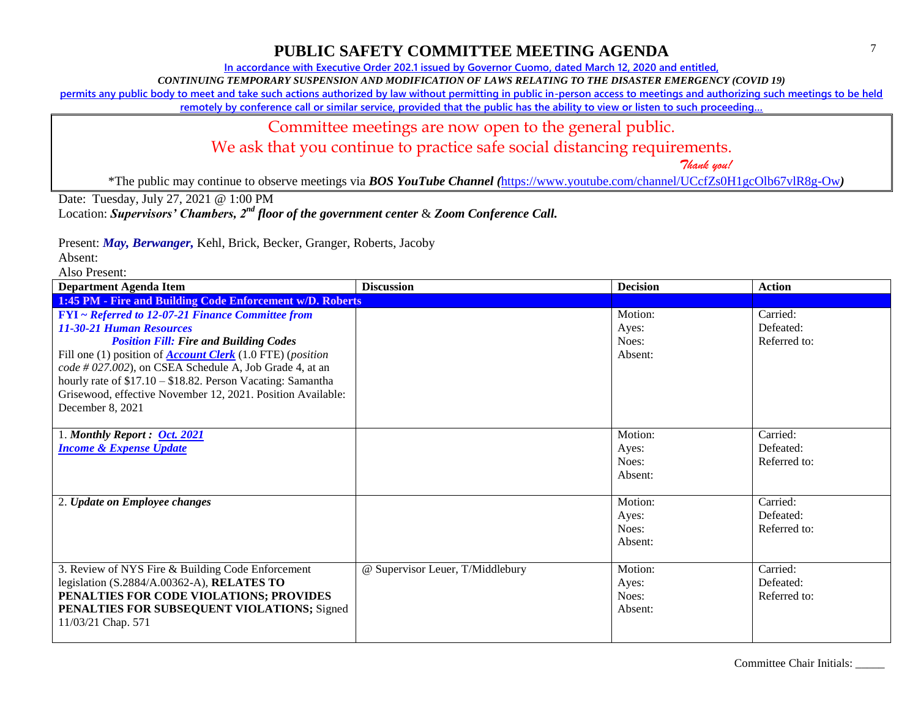# PUBLIC SAFETY COMMITTEE MEETING AGENDA

In accordance with Executive Order 202.1 issued by Governor Cuomo, dated March 12, 2020 and entitled,

*CONTINUING TEMPORARY SUSPENSION AND MODIFICATION OF LAWS RELATING TO THE DISASTER EMERGENCY (COVID 19)*

permits any public body to meet and take such actions authorized by law without permitting in public in-person access to meetings and authorizing such meetings to be held remotely by conference call or similar service, provided that the public has the ability to view or listen to such proceeding…

Committee meetings are now open to the general public.

We ask that you continue to practice safe social distancing requirements.

*Thank you!*

*The public may continue to observe meetings via ***BOS YouTube Channel*** *(*https://www.youtube.com/channel/UCcfZs0H1gcOlb67vlR8g-Ow*)*

Date: Tuesday, July 27, 2021 @ 1:00 PM

Location: ***Supervisors' Chambers, 2nd floor of the government center*** & ***Zoom Conference Call.***

Present: ***May, Berwanger,*** Kehl, Brick, Becker, Granger, Roberts, Jacoby

Absent:

Also Present:

| Department Agenda Item | Discussion | Decision | Action |
|---|---|---|---|
| **1:45 PM - Fire and Building Code Enforcement w/D. Roberts** | | | |
| ***FYI ~ Referred to 12-07-21 Finance Committee from 11-30-21 Human Resources*** ***Position Fill: Fire and Building Codes*** Fill one (1) position of ***Account Clerk*** (1.0 FTE) (*position code # 027.002*), on CSEA Schedule A, Job Grade 4, at an hourly rate of $17.10 – $18.82. Person Vacating: Samantha Grisewood, effective November 12, 2021. Position Available: December 8, 2021 | | Motion: Ayes: Noes: Absent: | Carried: Defeated: Referred to: |
| 1. ***Monthly Report : Oct. 2021*** ***Income & Expense Update*** | | Motion: Ayes: Noes: Absent: | Carried: Defeated: Referred to: |
| 2. ***Update on Employee changes*** | | Motion: Ayes: Noes: Absent: | Carried: Defeated: Referred to: |
| 3. Review of NYS Fire & Building Code Enforcement legislation (S.2884/A.00362-A), **RELATES TO PENALTIES FOR CODE VIOLATIONS; PROVIDES PENALTIES FOR SUBSEQUENT VIOLATIONS;** Signed 11/03/21 Chap. 571 | @ Supervisor Leuer, T/Middlebury | Motion: Ayes: Noes: Absent: | Carried: Defeated: Referred to: |

Committee Chair Initials: _____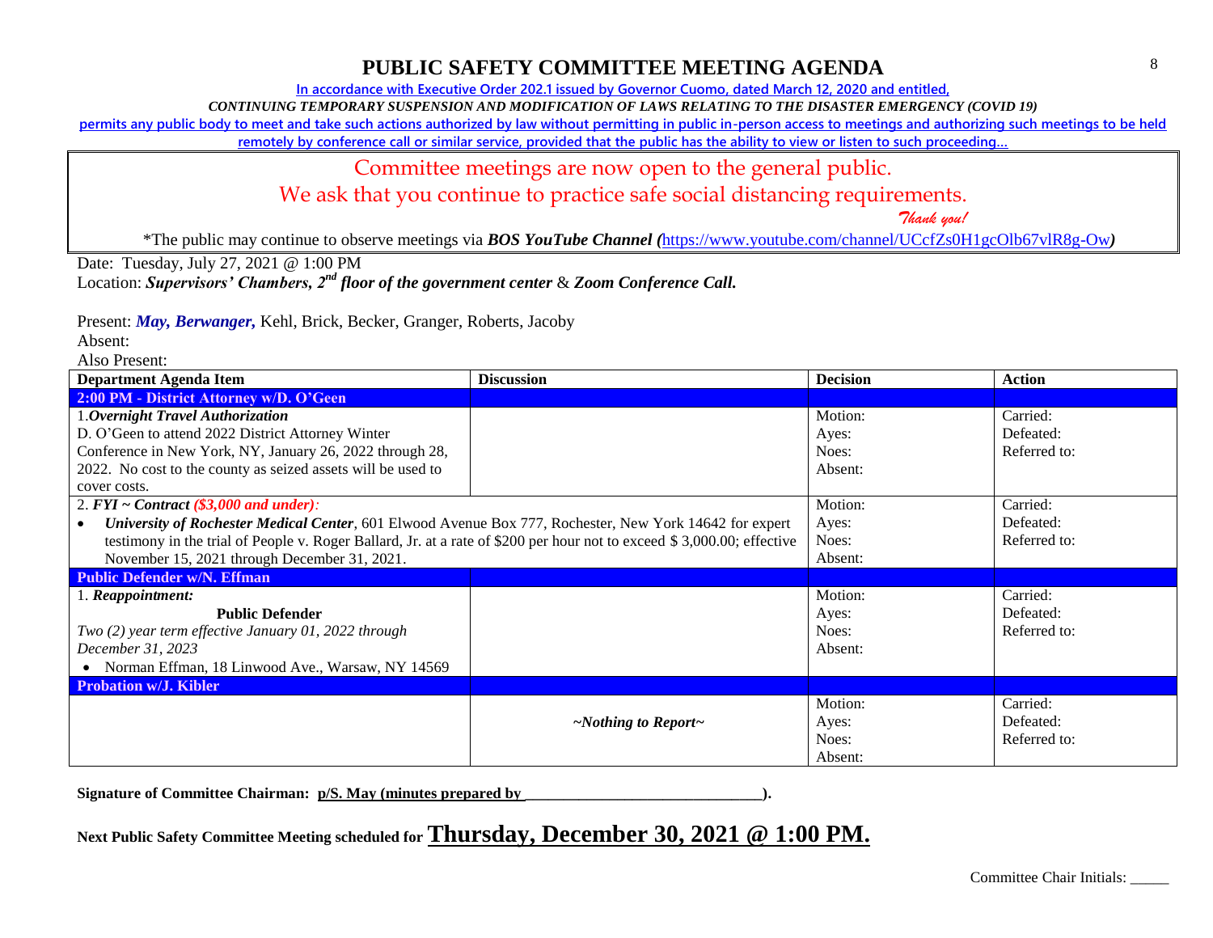# PUBLIC SAFETY COMMITTEE MEETING AGENDA

In accordance with Executive Order 202.1 issued by Governor Cuomo, dated March 12, 2020 and entitled,

*CONTINUING TEMPORARY SUSPENSION AND MODIFICATION OF LAWS RELATING TO THE DISASTER EMERGENCY (COVID 19)*

permits any public body to meet and take such actions authorized by law without permitting in public in-person access to meetings and authorizing such meetings to be held remotely by conference call or similar service, provided that the public has the ability to view or listen to such proceeding…

Committee meetings are now open to the general public.
We ask that you continue to practice safe social distancing requirements.
*Thank you!*

*The public may continue to observe meetings via ***BOS YouTube Channel (***https://www.youtube.com/channel/UCcfZs0H1gcOlb67vlR8g-Ow***)***

Date: Tuesday, July 27, 2021 @ 1:00 PM
Location: ***Supervisors' Chambers, 2nd floor of the government center*** & ***Zoom Conference Call.***

Present: ***May, Berwanger,*** Kehl, Brick, Becker, Granger, Roberts, Jacoby
Absent:
Also Present:

| Department Agenda Item | Discussion | Decision | Action |
|---|---|---|---|
| **2:00 PM - District Attorney w/D. O'Geen** | | | |
| 1.***Overnight Travel Authorization*** D. O'Geen to attend 2022 District Attorney Winter Conference in New York, NY, January 26, 2022 through 28, 2022. No cost to the county as seized assets will be used to cover costs. | | Motion: Ayes: Noes: Absent: | Carried: Defeated: Referred to: |
| 2. ***FYI ~ Contract*** ***($3,000 and under):*** • ***University of Rochester Medical Center***, 601 Elwood Avenue Box 777, Rochester, New York 14642 for expert testimony in the trial of People v. Roger Ballard, Jr. at a rate of $200 per hour not to exceed $ 3,000.00; effective November 15, 2021 through December 31, 2021. | | Motion: Ayes: Noes: Absent: | Carried: Defeated: Referred to: |
| **Public Defender w/N. Effman** | | | |
| 1. ***Reappointment:*** **Public Defender** *Two (2) year term effective January 01, 2022 through December 31, 2023* • Norman Effman, 18 Linwood Ave., Warsaw, NY 14569 | | Motion: Ayes: Noes: Absent: | Carried: Defeated: Referred to: |
| **Probation w/J. Kibler** | | | |
| | ***~Nothing to Report~*** | Motion: Ayes: Noes: Absent: | Carried: Defeated: Referred to: |

**Signature of Committee Chairman: p/S. May (minutes prepared by \_\_\_\_\_\_\_\_\_\_\_\_\_\_\_\_\_\_\_\_\_\_\_\_\_\_\_\_\_\_).**

**Next Public Safety Committee Meeting scheduled for Thursday, December 30, 2021 @ 1:00 PM.**

Committee Chair Initials: \_\_\_\_\_